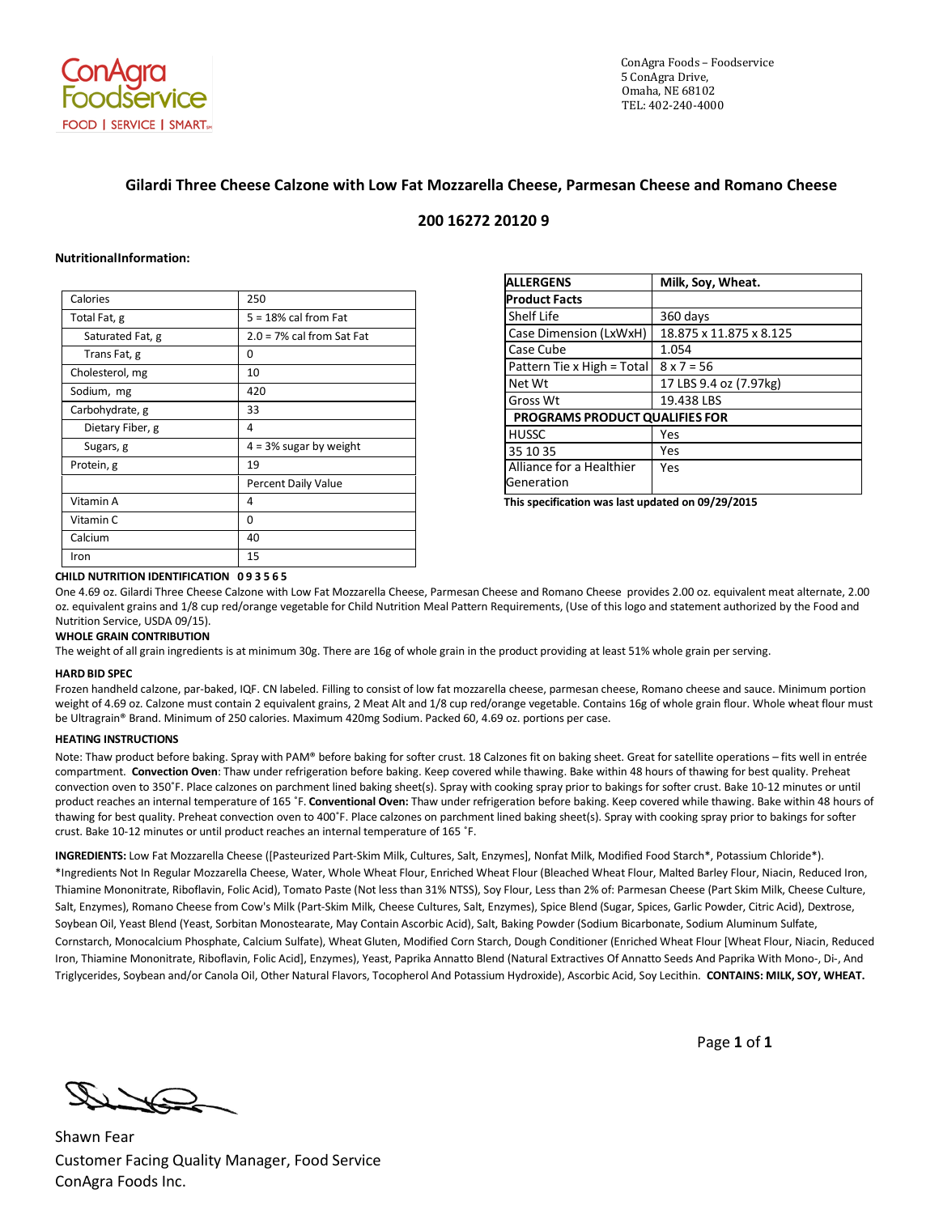ConAgra Foodservice
FOOD | SERVICE | SMART

ConAgra Foods – Foodservice
5 ConAgra Drive,
Omaha, NE 68102
TEL: 402-240-4000

## Gilardi Three Cheese Calzone with Low Fat Mozzarella Cheese, Parmesan Cheese and Romano Cheese

## 200 16272 20120 9

**NutritionalInformation:**

| Calories | 250 |
|---|---|
| Total Fat, g | 5 = 18% cal from Fat |
| Saturated Fat, g | 2.0 = 7% cal from Sat Fat |
| Trans Fat, g | 0 |
| Cholesterol, mg | 10 |
| Sodium, mg | 420 |
| Carbohydrate, g | 33 |
| Dietary Fiber, g | 4 |
| Sugars, g | 4 = 3% sugar by weight |
| Protein, g | 19 |
| | Percent Daily Value |
| Vitamin A | 4 |
| Vitamin C | 0 |
| Calcium | 40 |
| Iron | 15 |

| **ALLERGENS** | **Milk, Soy, Wheat.** |
|---|---|
| **Product Facts** | |
| Shelf Life | 360 days |
| Case Dimension (LxWxH) | 18.875 x 11.875 x 8.125 |
| Case Cube | 1.054 |
| Pattern Tie x High = Total | 8 x 7 = 56 |
| Net Wt | 17 LBS 9.4 oz (7.97kg) |
| Gross Wt | 19.438 LBS |
| **PROGRAMS PRODUCT QUALIFIES FOR** | |
| HUSSC | Yes |
| 35 10 35 | Yes |
| Alliance for a Healthier Generation | Yes |

**This specification was last updated on 09/29/2015**

**CHILD NUTRITION IDENTIFICATION 0 9 3 5 6 5**

One 4.69 oz. Gilardi Three Cheese Calzone with Low Fat Mozzarella Cheese, Parmesan Cheese and Romano Cheese provides 2.00 oz. equivalent meat alternate, 2.00 oz. equivalent grains and 1/8 cup red/orange vegetable for Child Nutrition Meal Pattern Requirements, (Use of this logo and statement authorized by the Food and Nutrition Service, USDA 09/15).

**WHOLE GRAIN CONTRIBUTION**

The weight of all grain ingredients is at minimum 30g. There are 16g of whole grain in the product providing at least 51% whole grain per serving.

**HARD BID SPEC**

Frozen handheld calzone, par-baked, IQF. CN labeled. Filling to consist of low fat mozzarella cheese, parmesan cheese, Romano cheese and sauce. Minimum portion weight of 4.69 oz. Calzone must contain 2 equivalent grains, 2 Meat Alt and 1/8 cup red/orange vegetable. Contains 16g of whole grain flour. Whole wheat flour must be Ultragrain® Brand. Minimum of 250 calories. Maximum 420mg Sodium. Packed 60, 4.69 oz. portions per case.

**HEATING INSTRUCTIONS**

Note: Thaw product before baking. Spray with PAM® before baking for softer crust. 18 Calzones fit on baking sheet. Great for satellite operations – fits well in entrée compartment. **Convection Oven**: Thaw under refrigeration before baking. Keep covered while thawing. Bake within 48 hours of thawing for best quality. Preheat convection oven to 350˚F. Place calzones on parchment lined baking sheet(s). Spray with cooking spray prior to bakings for softer crust. Bake 10-12 minutes or until product reaches an internal temperature of 165 ˚F. **Conventional Oven:** Thaw under refrigeration before baking. Keep covered while thawing. Bake within 48 hours of thawing for best quality. Preheat convection oven to 400˚F. Place calzones on parchment lined baking sheet(s). Spray with cooking spray prior to bakings for softer crust. Bake 10-12 minutes or until product reaches an internal temperature of 165 ˚F.

**INGREDIENTS:** Low Fat Mozzarella Cheese ([Pasteurized Part-Skim Milk, Cultures, Salt, Enzymes], Nonfat Milk, Modified Food Starch*, Potassium Chloride*). *Ingredients Not In Regular Mozzarella Cheese, Water, Whole Wheat Flour, Enriched Wheat Flour (Bleached Wheat Flour, Malted Barley Flour, Niacin, Reduced Iron, Thiamine Mononitrate, Riboflavin, Folic Acid), Tomato Paste (Not less than 31% NTSS), Soy Flour, Less than 2% of: Parmesan Cheese (Part Skim Milk, Cheese Culture, Salt, Enzymes), Romano Cheese from Cow's Milk (Part-Skim Milk, Cheese Cultures, Salt, Enzymes), Spice Blend (Sugar, Spices, Garlic Powder, Citric Acid), Dextrose, Soybean Oil, Yeast Blend (Yeast, Sorbitan Monostearate, May Contain Ascorbic Acid), Salt, Baking Powder (Sodium Bicarbonate, Sodium Aluminum Sulfate, Cornstarch, Monocalcium Phosphate, Calcium Sulfate), Wheat Gluten, Modified Corn Starch, Dough Conditioner (Enriched Wheat Flour [Wheat Flour, Niacin, Reduced Iron, Thiamine Mononitrate, Riboflavin, Folic Acid], Enzymes), Yeast, Paprika Annatto Blend (Natural Extractives Of Annatto Seeds And Paprika With Mono-, Di-, And Triglycerides, Soybean and/or Canola Oil, Other Natural Flavors, Tocopherol And Potassium Hydroxide), Ascorbic Acid, Soy Lecithin. **CONTAINS: MILK, SOY, WHEAT.**

Shawn Fear
Customer Facing Quality Manager, Food Service
ConAgra Foods Inc.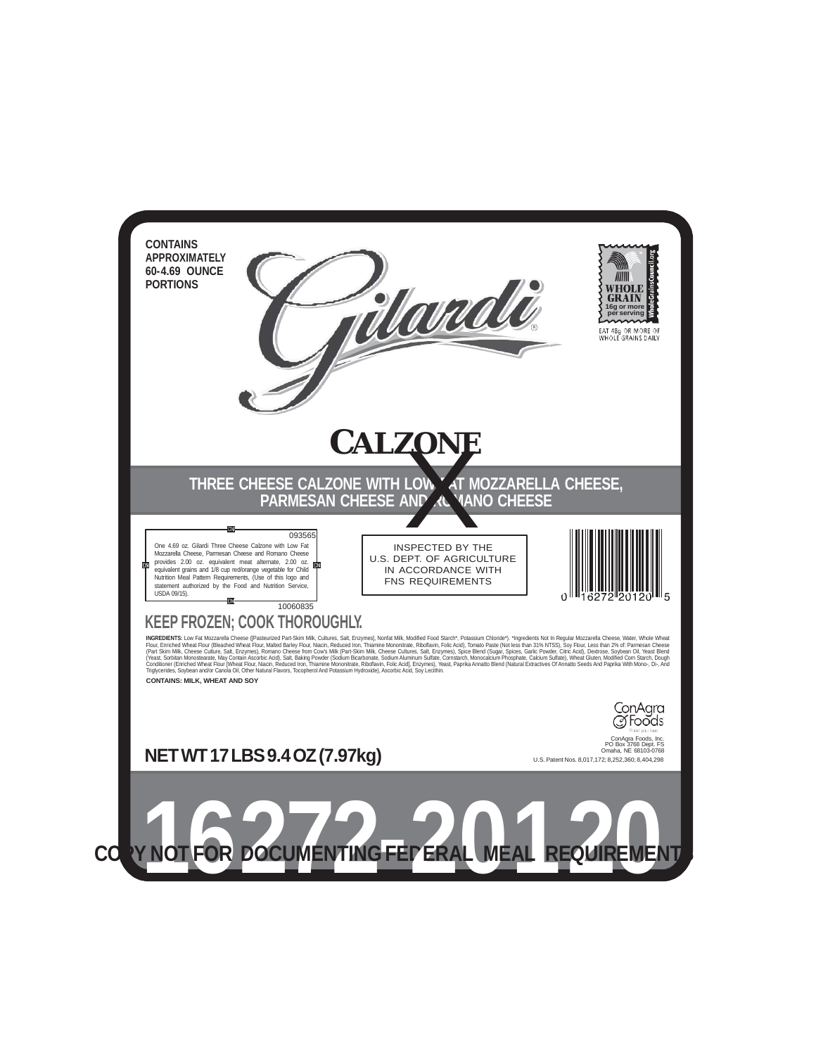CONTAINS APPROXIMATELY 60-4.69 OUNCE PORTIONS

Gilardi®

WHOLE GRAIN
16g or more per serving
WholeGrainsCouncil.org
EAT 48g OR MORE OF WHOLE GRAINS DAILY

# CALZONE

## THREE CHEESE CALZONE WITH LOW FAT MOZZARELLA CHEESE, PARMESAN CHEESE AND ROMANO CHEESE

CN
093565
One 4.69 oz. Gilardi Three Cheese Calzone with Low Fat Mozzarella Cheese, Parmesan Cheese and Romano Cheese provides 2.00 oz. equivalent meat alternate, 2.00 oz. equivalent grains and 1/8 cup red/orange vegetable for Child Nutrition Meal Pattern Requirements. (Use of this logo and statement authorized by the Food and Nutrition Service, USDA 09/15).
10060835
CN

INSPECTED BY THE
U.S. DEPT. OF AGRICULTURE
IN ACCORDANCE WITH
FNS REQUIREMENTS

0 16272 20120 5

**KEEP FROZEN; COOK THOROUGHLY.**

**INGREDIENTS:** Low Fat Mozzarella Cheese ([Pasteurized Part-Skim Milk, Cultures, Salt, Enzymes], Nonfat Milk, Modified Food Starch*, Potassium Chloride*). *Ingredients Not In Regular Mozzarella Cheese, Water, Whole Wheat Flour, Enriched Wheat Flour (Bleached Wheat Flour, Malted Barley Flour, Niacin, Reduced Iron, Thiamine Mononitrate, Riboflavin, Folic Acid), Tomato Paste (Not less than 31% NTSS), Soy Flour, Less than 2% of: Parmesan Cheese (Part Skim Milk, Cheese Culture, Salt, Enzymes), Romano Cheese from Cow's Milk (Part-Skim Milk, Cheese Cultures, Salt, Enzymes), Spice Blend (Sugar, Spices, Garlic Powder, Citric Acid), Dextrose, Soybean Oil, Yeast Blend (Yeast, Sorbitan Monostearate, May Contain Ascorbic Acid), Salt, Baking Powder (Sodium Bicarbonate, Sodium Aluminum Sulfate, Cornstarch, Monocalcium Phosphate, Calcium Sulfate), Wheat Gluten, Modified Corn Starch, Dough Conditioner (Enriched Wheat Flour [Wheat Flour, Niacin, Reduced Iron, Thiamine Mononitrate, Riboflavin, Folic Acid], Enzymes), Yeast, Paprika Annatto Blend (Natural Extractives Of Annatto Seeds And Paprika With Mono-, Di-, And Triglycerides, Soybean and/or Canola Oil, Other Natural Flavors, Tocopherol And Potassium Hydroxide), Ascorbic Acid, Soy Lecithin.

**CONTAINS: MILK, WHEAT AND SOY**

ConAgra Foods
Food you love
ConAgra Foods, Inc.
PO Box 3768 Dept. FS
Omaha, NE 68103-0768
U.S. Patent Nos. 8,017,172; 8,252,360; 8,404,298

**NET WT 17 LBS 9.4 OZ (7.97kg)**

# 16272-20120

COPY NOT FOR DOCUMENTING FEDERAL MEAL REQUIREMENTS